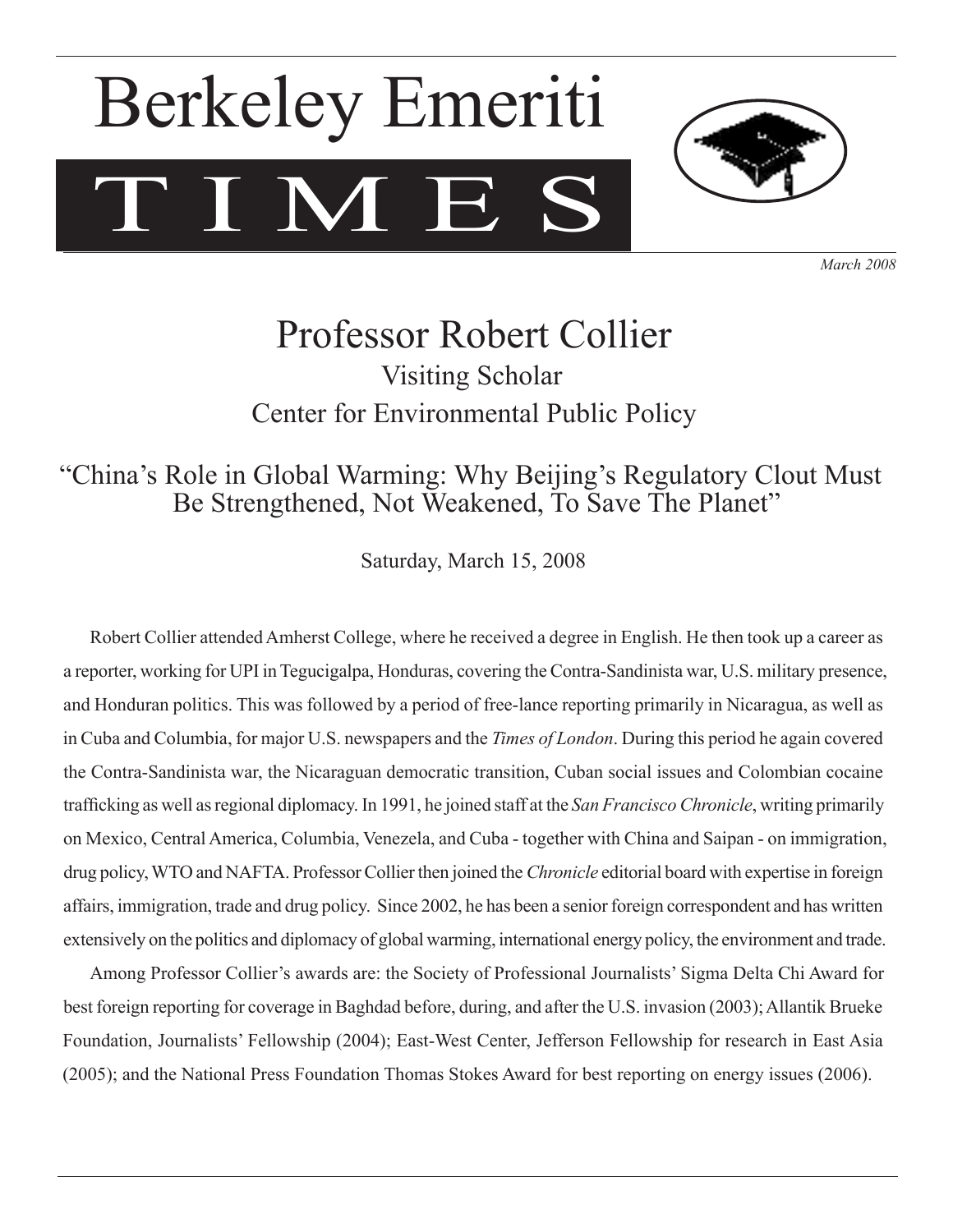# Berkeley Emeriti TIMES

*March 2008*

## Professor Robert Collier

### Visiting Scholar
### Center for Environmental Public Policy

### "China's Role in Global Warming: Why Beijing's Regulatory Clout Must Be Strengthened, Not Weakened, To Save The Planet"

Saturday, March 15, 2008

Robert Collier attended Amherst College, where he received a degree in English. He then took up a career as a reporter, working for UPI in Tegucigalpa, Honduras, covering the Contra-Sandinista war, U.S. military presence, and Honduran politics. This was followed by a period of free-lance reporting primarily in Nicaragua, as well as in Cuba and Columbia, for major U.S. newspapers and the *Times of London*. During this period he again covered the Contra-Sandinista war, the Nicaraguan democratic transition, Cuban social issues and Colombian cocaine trafficking as well as regional diplomacy. In 1991, he joined staff at the *San Francisco Chronicle*, writing primarily on Mexico, Central America, Columbia, Venezela, and Cuba - together with China and Saipan - on immigration, drug policy, WTO and NAFTA. Professor Collier then joined the *Chronicle* editorial board with expertise in foreign affairs, immigration, trade and drug policy. Since 2002, he has been a senior foreign correspondent and has written extensively on the politics and diplomacy of global warming, international energy policy, the environment and trade.

Among Professor Collier's awards are: the Society of Professional Journalists' Sigma Delta Chi Award for best foreign reporting for coverage in Baghdad before, during, and after the U.S. invasion (2003); Allantik Brueke Foundation, Journalists' Fellowship (2004); East-West Center, Jefferson Fellowship for research in East Asia (2005); and the National Press Foundation Thomas Stokes Award for best reporting on energy issues (2006).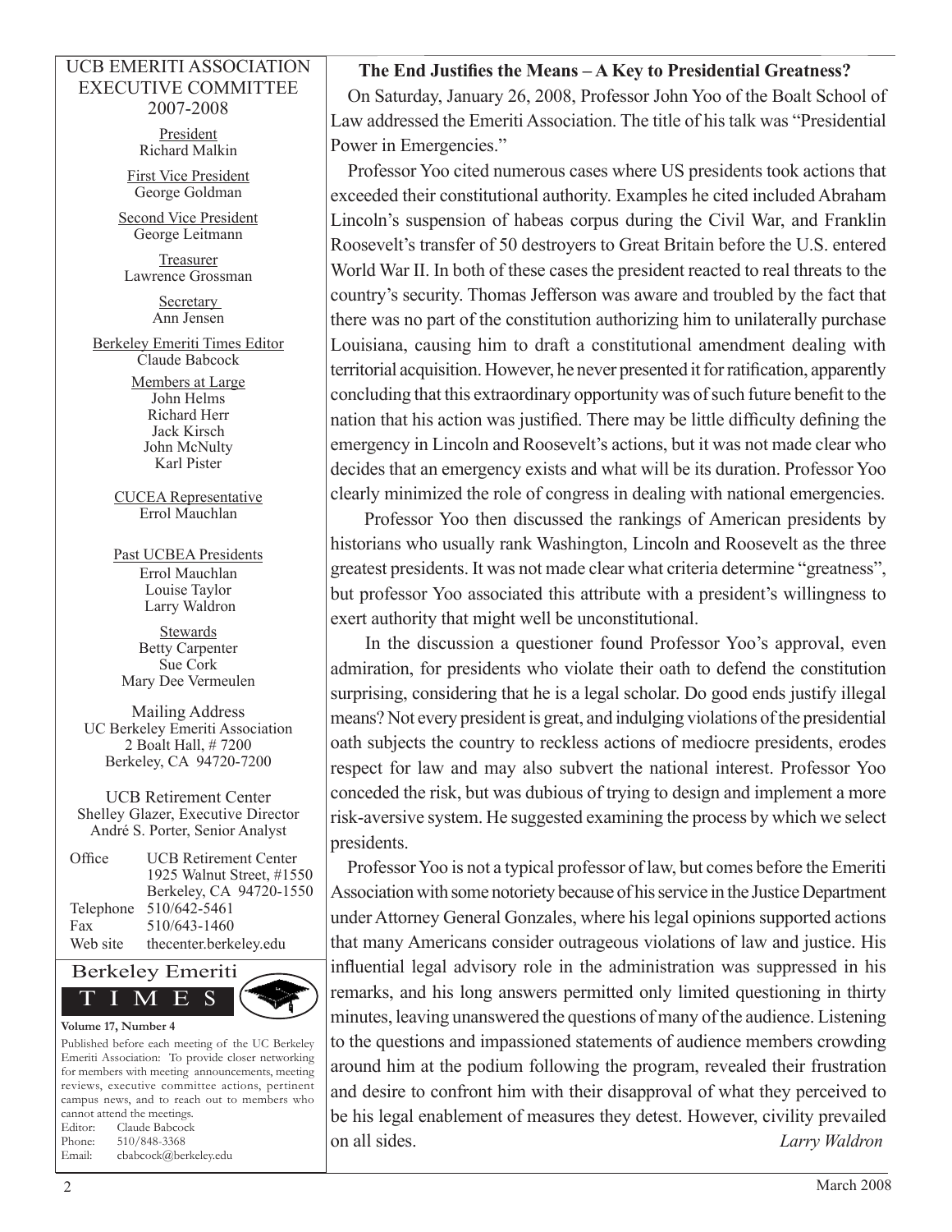UCB EMERITI ASSOCIATION
EXECUTIVE COMMITTEE
2007-2008

President
Richard Malkin

First Vice President
George Goldman

Second Vice President
George Leitmann

Treasurer
Lawrence Grossman

Secretary
Ann Jensen

Berkeley Emeriti Times Editor
Claude Babcock

Members at Large
John Helms
Richard Herr
Jack Kirsch
John McNulty
Karl Pister

CUCEA Representative
Errol Mauchlan

Past UCBEA Presidents
Errol Mauchlan
Louise Taylor
Larry Waldron

Stewards
Betty Carpenter
Sue Cork
Mary Dee Vermeulen

Mailing Address
UC Berkeley Emeriti Association
2 Boalt Hall, # 7200
Berkeley, CA 94720-7200

UCB Retirement Center
Shelley Glazer, Executive Director
André S. Porter, Senior Analyst

| | |
|---|---|
| Office | UCB Retirement Center<br>1925 Walnut Street, #1550<br>Berkeley, CA 94720-1550 |
| Telephone | 510/642-5461 |
| Fax | 510/643-1460 |
| Web site | thecenter.berkeley.edu |

Berkeley Emeriti TIMES

**Volume 17, Number 4**

Published before each meeting of the UC Berkeley Emeriti Association: To provide closer networking for members with meeting announcements, meeting reviews, executive committee actions, pertinent campus news, and to reach out to members who cannot attend the meetings.
Editor: Claude Babcock
Phone: 510/848-3368
Email: cbabcock@berkeley.edu

### The End Justifies the Means – A Key to Presidential Greatness?

On Saturday, January 26, 2008, Professor John Yoo of the Boalt School of Law addressed the Emeriti Association. The title of his talk was "Presidential Power in Emergencies."

Professor Yoo cited numerous cases where US presidents took actions that exceeded their constitutional authority. Examples he cited included Abraham Lincoln's suspension of habeas corpus during the Civil War, and Franklin Roosevelt's transfer of 50 destroyers to Great Britain before the U.S. entered World War II. In both of these cases the president reacted to real threats to the country's security. Thomas Jefferson was aware and troubled by the fact that there was no part of the constitution authorizing him to unilaterally purchase Louisiana, causing him to draft a constitutional amendment dealing with territorial acquisition. However, he never presented it for ratification, apparently concluding that this extraordinary opportunity was of such future benefit to the nation that his action was justified. There may be little difficulty defining the emergency in Lincoln and Roosevelt's actions, but it was not made clear who decides that an emergency exists and what will be its duration. Professor Yoo clearly minimized the role of congress in dealing with national emergencies.

Professor Yoo then discussed the rankings of American presidents by historians who usually rank Washington, Lincoln and Roosevelt as the three greatest presidents. It was not made clear what criteria determine "greatness", but professor Yoo associated this attribute with a president's willingness to exert authority that might well be unconstitutional.

In the discussion a questioner found Professor Yoo's approval, even admiration, for presidents who violate their oath to defend the constitution surprising, considering that he is a legal scholar. Do good ends justify illegal means? Not every president is great, and indulging violations of the presidential oath subjects the country to reckless actions of mediocre presidents, erodes respect for law and may also subvert the national interest. Professor Yoo conceded the risk, but was dubious of trying to design and implement a more risk-aversive system. He suggested examining the process by which we select presidents.

Professor Yoo is not a typical professor of law, but comes before the Emeriti Association with some notoriety because of his service in the Justice Department under Attorney General Gonzales, where his legal opinions supported actions that many Americans consider outrageous violations of law and justice. His influential legal advisory role in the administration was suppressed in his remarks, and his long answers permitted only limited questioning in thirty minutes, leaving unanswered the questions of many of the audience. Listening to the questions and impassioned statements of audience members crowding around him at the podium following the program, revealed their frustration and desire to confront him with their disapproval of what they perceived to be his legal enablement of measures they detest. However, civility prevailed on all sides.

*Larry Waldron*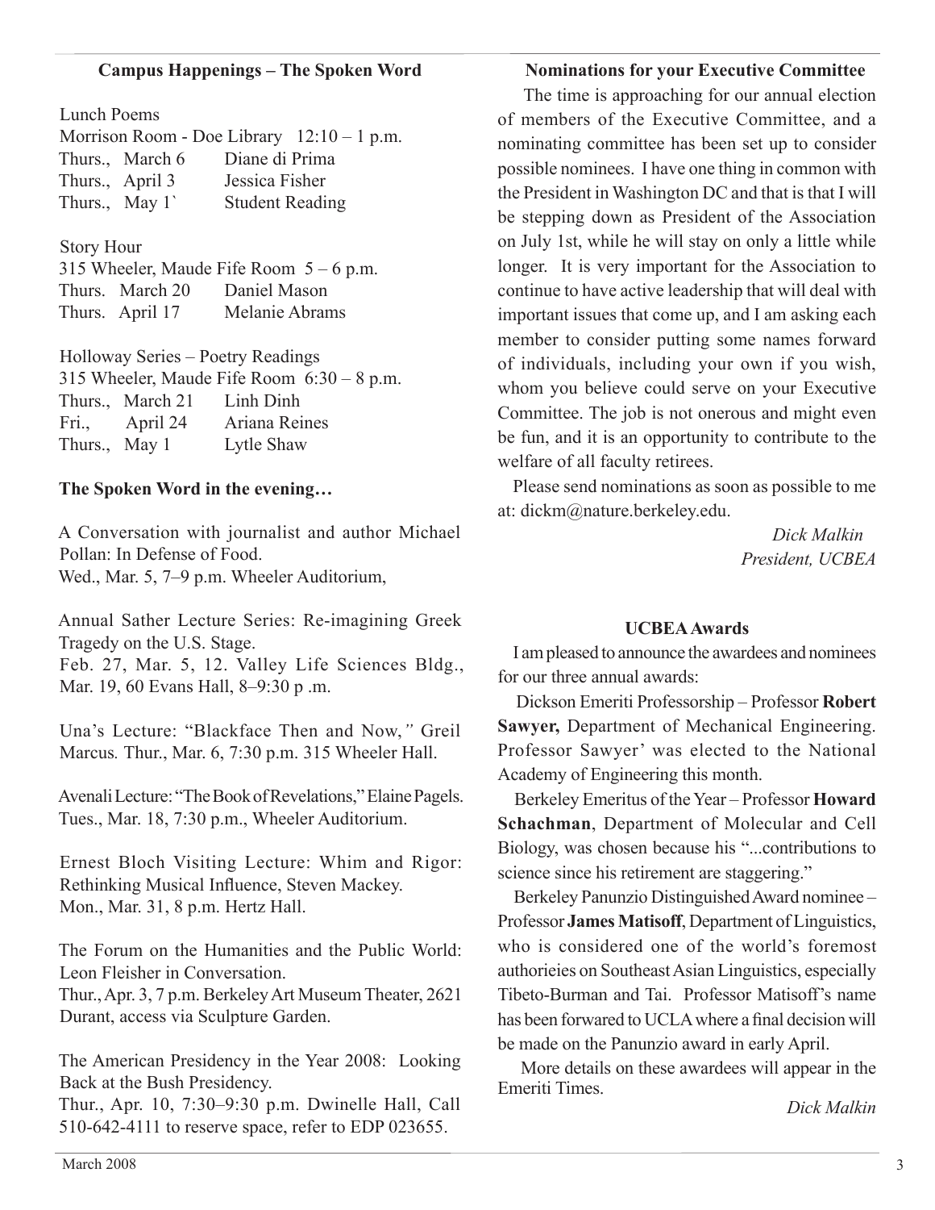## Campus Happenings – The Spoken Word

Lunch Poems
Morrison Room - Doe Library 12:10 – 1 p.m.

| | |
|---|---|
| Thurs., March 6 | Diane di Prima |
| Thurs., April 3 | Jessica Fisher |
| Thurs., May 1` | Student Reading |

Story Hour
315 Wheeler, Maude Fife Room 5 – 6 p.m.

| | |
|---|---|
| Thurs. March 20 | Daniel Mason |
| Thurs. April 17 | Melanie Abrams |

Holloway Series – Poetry Readings
315 Wheeler, Maude Fife Room 6:30 – 8 p.m.

| | |
|---|---|
| Thurs., March 21 | Linh Dinh |
| Fri., April 24 | Ariana Reines |
| Thurs., May 1 | Lytle Shaw |

**The Spoken Word in the evening…**

A Conversation with journalist and author Michael Pollan: In Defense of Food.
Wed., Mar. 5, 7–9 p.m. Wheeler Auditorium,

Annual Sather Lecture Series: Re-imagining Greek Tragedy on the U.S. Stage.
Feb. 27, Mar. 5, 12. Valley Life Sciences Bldg., Mar. 19, 60 Evans Hall, 8–9:30 p .m.

Una's Lecture: "Blackface Then and Now," Greil Marcus. Thur., Mar. 6, 7:30 p.m. 315 Wheeler Hall.

Avenali Lecture: "The Book of Revelations," Elaine Pagels. Tues., Mar. 18, 7:30 p.m., Wheeler Auditorium.

Ernest Bloch Visiting Lecture: Whim and Rigor: Rethinking Musical Influence, Steven Mackey.
Mon., Mar. 31, 8 p.m. Hertz Hall.

The Forum on the Humanities and the Public World: Leon Fleisher in Conversation.
Thur., Apr. 3, 7 p.m. Berkeley Art Museum Theater, 2621 Durant, access via Sculpture Garden.

The American Presidency in the Year 2008: Looking Back at the Bush Presidency.
Thur., Apr. 10, 7:30–9:30 p.m. Dwinelle Hall, Call 510-642-4111 to reserve space, refer to EDP 023655.

## Nominations for your Executive Committee

The time is approaching for our annual election of members of the Executive Committee, and a nominating committee has been set up to consider possible nominees. I have one thing in common with the President in Washington DC and that is that I will be stepping down as President of the Association on July 1st, while he will stay on only a little while longer. It is very important for the Association to continue to have active leadership that will deal with important issues that come up, and I am asking each member to consider putting some names forward of individuals, including your own if you wish, whom you believe could serve on your Executive Committee. The job is not onerous and might even be fun, and it is an opportunity to contribute to the welfare of all faculty retirees.

Please send nominations as soon as possible to me at: dickm@nature.berkeley.edu.

*Dick Malkin*
*President, UCBEA*

## UCBEA Awards

I am pleased to announce the awardees and nominees for our three annual awards:

Dickson Emeriti Professorship – Professor **Robert Sawyer,** Department of Mechanical Engineering. Professor Sawyer' was elected to the National Academy of Engineering this month.

Berkeley Emeritus of the Year – Professor **Howard Schachman**, Department of Molecular and Cell Biology, was chosen because his "...contributions to science since his retirement are staggering."

Berkeley Panunzio Distinguished Award nominee – Professor **James Matisoff**, Department of Linguistics, who is considered one of the world's foremost authorieies on Southeast Asian Linguistics, especially Tibeto-Burman and Tai. Professor Matisoff's name has been forwarded to UCLA where a final decision will be made on the Panunzio award in early April.

More details on these awardees will appear in the Emeriti Times.

*Dick Malkin*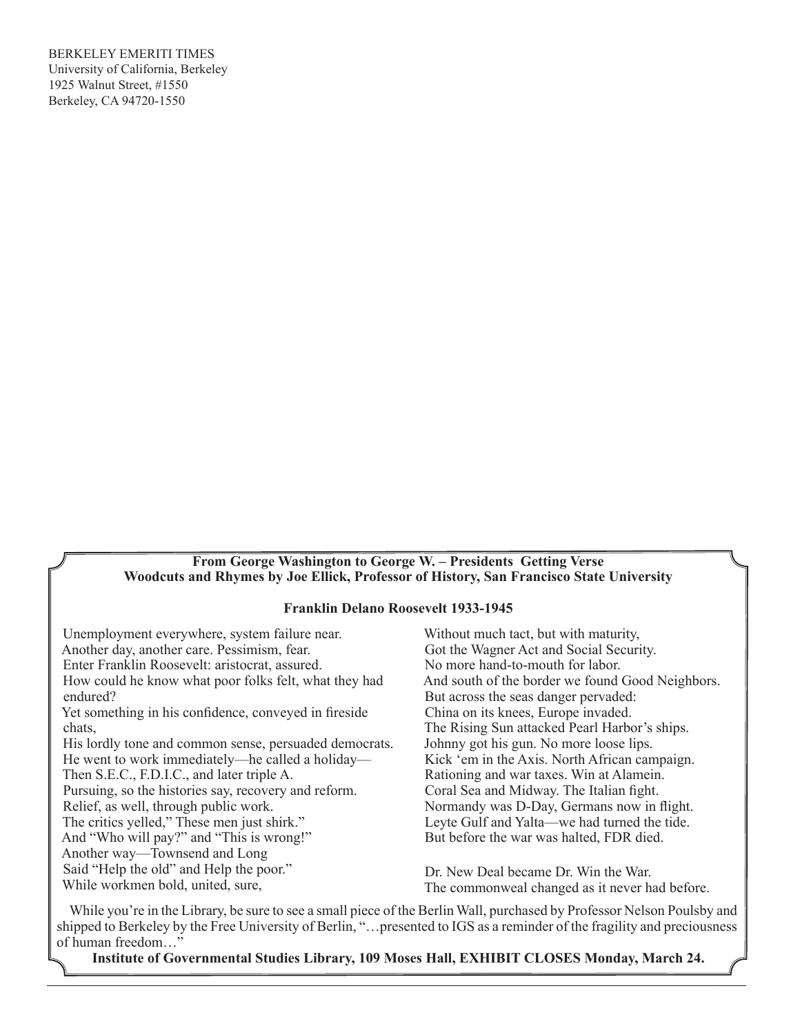BERKELEY EMERITI TIMES
University of California, Berkeley
1925 Walnut Street, #1550
Berkeley, CA 94720-1550

**From George Washington to George W. – Presidents Getting Verse**
**Woodcuts and Rhymes by Joe Ellick, Professor of History, San Francisco State University**

**Franklin Delano Roosevelt 1933-1945**

Unemployment everywhere, system failure near.
Another day, another care. Pessimism, fear.
Enter Franklin Roosevelt: aristocrat, assured.
How could he know what poor folks felt, what they had endured?
Yet something in his confidence, conveyed in fireside chats,
His lordly tone and common sense, persuaded democrats.
He went to work immediately—he called a holiday—
Then S.E.C., F.D.I.C., and later triple A.
Pursuing, so the histories say, recovery and reform.
Relief, as well, through public work.
The critics yelled," These men just shirk."
And "Who will pay?" and "This is wrong!"
Another way—Townsend and Long
Said "Help the old" and Help the poor."
While workmen bold, united, sure,
Without much tact, but with maturity,
Got the Wagner Act and Social Security.
No more hand-to-mouth for labor.
And south of the border we found Good Neighbors.
But across the seas danger pervaded:
China on its knees, Europe invaded.
The Rising Sun attacked Pearl Harbor's ships.
Johnny got his gun. No more loose lips.
Kick 'em in the Axis. North African campaign.
Rationing and war taxes. Win at Alamein.
Coral Sea and Midway. The Italian fight.
Normandy was D-Day, Germans now in flight.
Leyte Gulf and Yalta—we had turned the tide.
But before the war was halted, FDR died.

Dr. New Deal became Dr. Win the War.
The commonweal changed as it never had before.

While you're in the Library, be sure to see a small piece of the Berlin Wall, purchased by Professor Nelson Poulsby and shipped to Berkeley by the Free University of Berlin, "…presented to IGS as a reminder of the fragility and preciousness of human freedom…"

**Institute of Governmental Studies Library, 109 Moses Hall, EXHIBIT CLOSES Monday, March 24.**